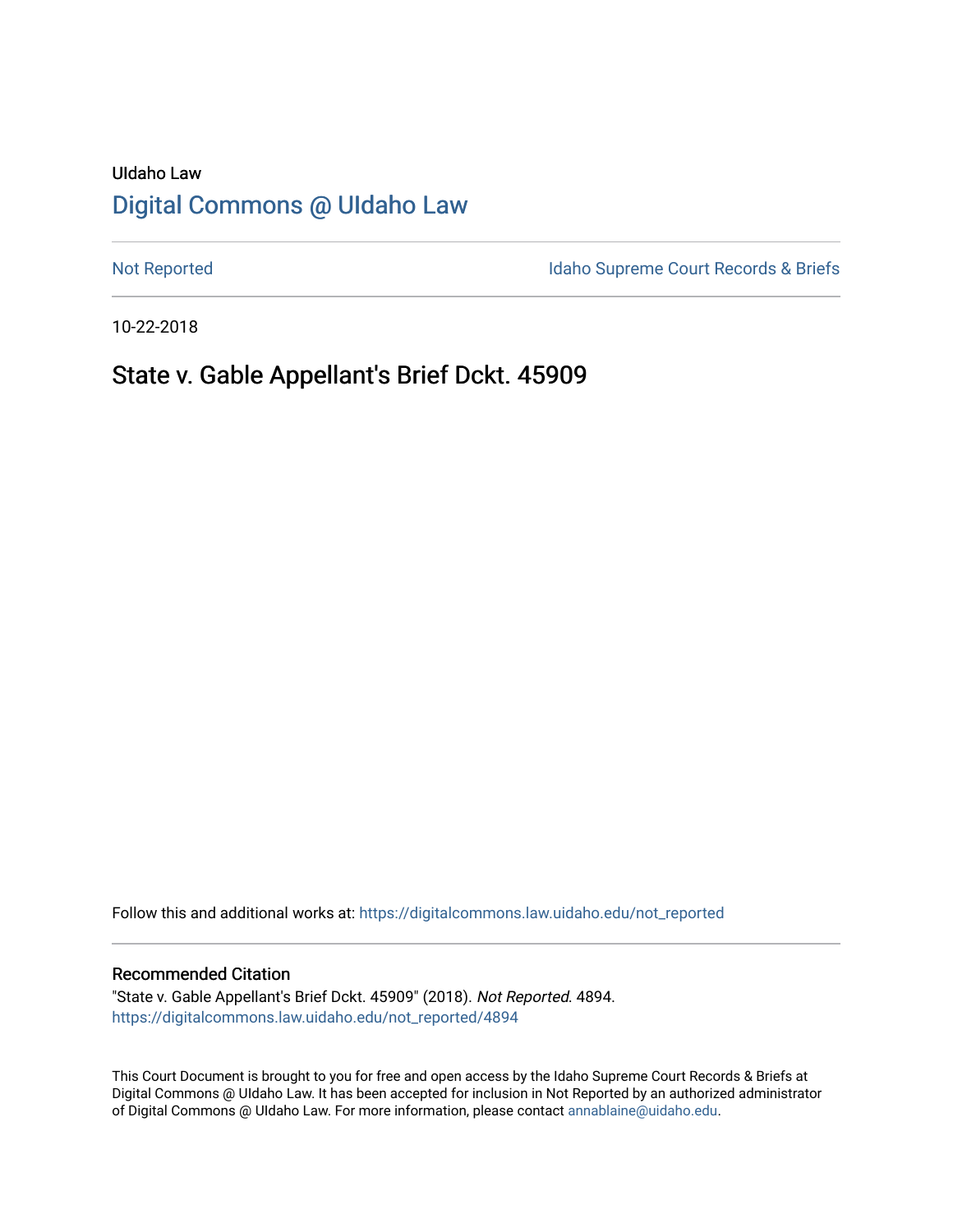UIdaho Law

# Digital Commons @ UIdaho Law

Not Reported | Idaho Supreme Court Records & Briefs

10-22-2018

## State v. Gable Appellant's Brief Dckt. 45909

Follow this and additional works at: https://digitalcommons.law.uidaho.edu/not_reported

### Recommended Citation

"State v. Gable Appellant's Brief Dckt. 45909" (2018). *Not Reported.* 4894.
https://digitalcommons.law.uidaho.edu/not_reported/4894

This Court Document is brought to you for free and open access by the Idaho Supreme Court Records & Briefs at Digital Commons @ UIdaho Law. It has been accepted for inclusion in Not Reported by an authorized administrator of Digital Commons @ UIdaho Law. For more information, please contact annablaine@uidaho.edu.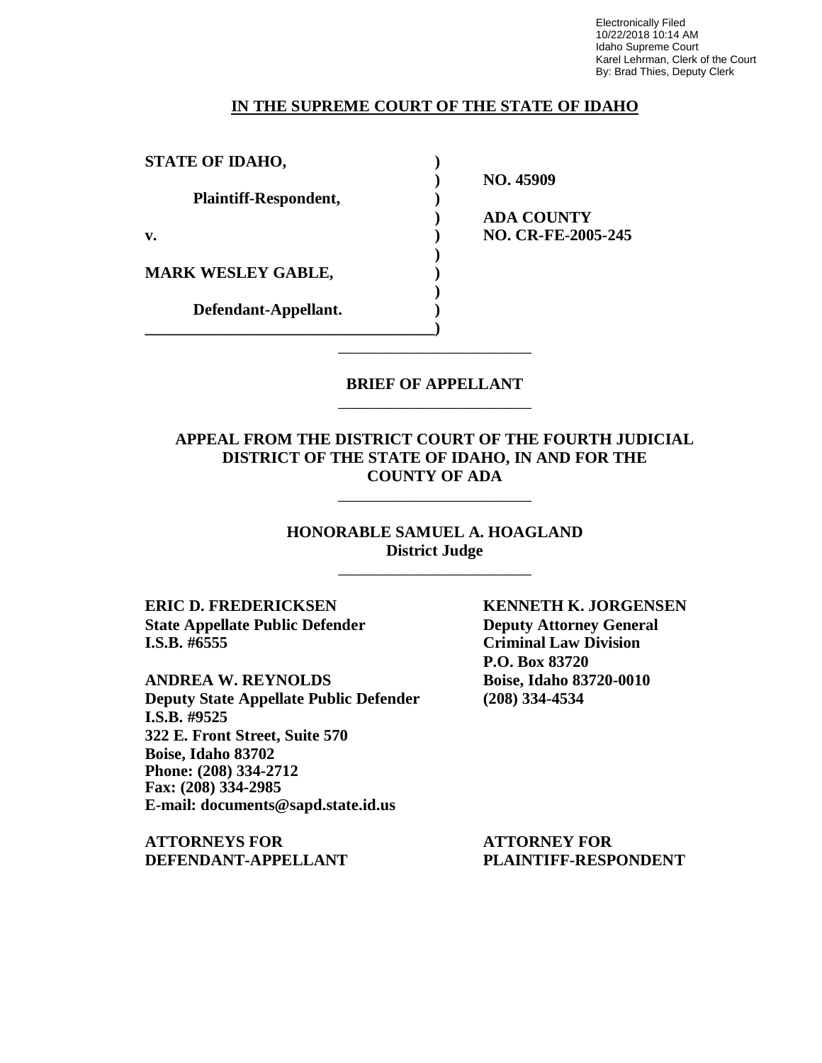Electronically Filed
10/22/2018 10:14 AM
Idaho Supreme Court
Karel Lehrman, Clerk of the Court
By: Brad Thies, Deputy Clerk

**IN THE SUPREME COURT OF THE STATE OF IDAHO**

| | |
|---|---|
| **STATE OF IDAHO,** | |
| | **NO. 45909** |
| **Plaintiff-Respondent,** | |
| | **ADA COUNTY** |
| **v.** | **NO. CR-FE-2005-245** |
| | |
| **MARK WESLEY GABLE,** | |
| | |
| **Defendant-Appellant.** | |

**BRIEF OF APPELLANT**

**APPEAL FROM THE DISTRICT COURT OF THE FOURTH JUDICIAL DISTRICT OF THE STATE OF IDAHO, IN AND FOR THE COUNTY OF ADA**

**HONORABLE SAMUEL A. HOAGLAND**
**District Judge**

**ERIC D. FREDERICKSEN**
**State Appellate Public Defender**
**I.S.B. #6555**

**ANDREA W. REYNOLDS**
**Deputy State Appellate Public Defender**
**I.S.B. #9525**
**322 E. Front Street, Suite 570**
**Boise, Idaho 83702**
**Phone: (208) 334-2712**
**Fax: (208) 334-2985**
**E-mail: documents@sapd.state.id.us**

**ATTORNEYS FOR DEFENDANT-APPELLANT**

**KENNETH K. JORGENSEN**
**Deputy Attorney General**
**Criminal Law Division**
**P.O. Box 83720**
**Boise, Idaho 83720-0010**
**(208) 334-4534**

**ATTORNEY FOR PLAINTIFF-RESPONDENT**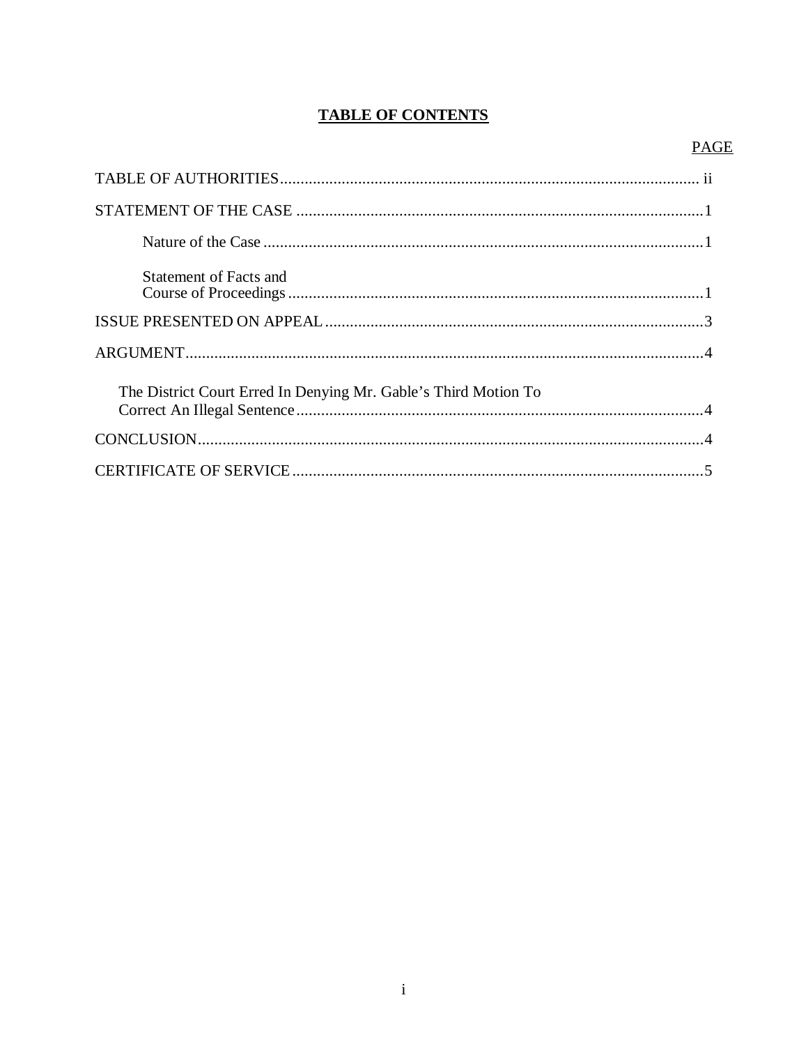# TABLE OF CONTENTS

| | PAGE |
|---|---|
| TABLE OF AUTHORITIES | ii |
| STATEMENT OF THE CASE | 1 |
| Nature of the Case | 1 |
| Statement of Facts and Course of Proceedings | 1 |
| ISSUE PRESENTED ON APPEAL | 3 |
| ARGUMENT | 4 |
| The District Court Erred In Denying Mr. Gable's Third Motion To Correct An Illegal Sentence | 4 |
| CONCLUSION | 4 |
| CERTIFICATE OF SERVICE | 5 |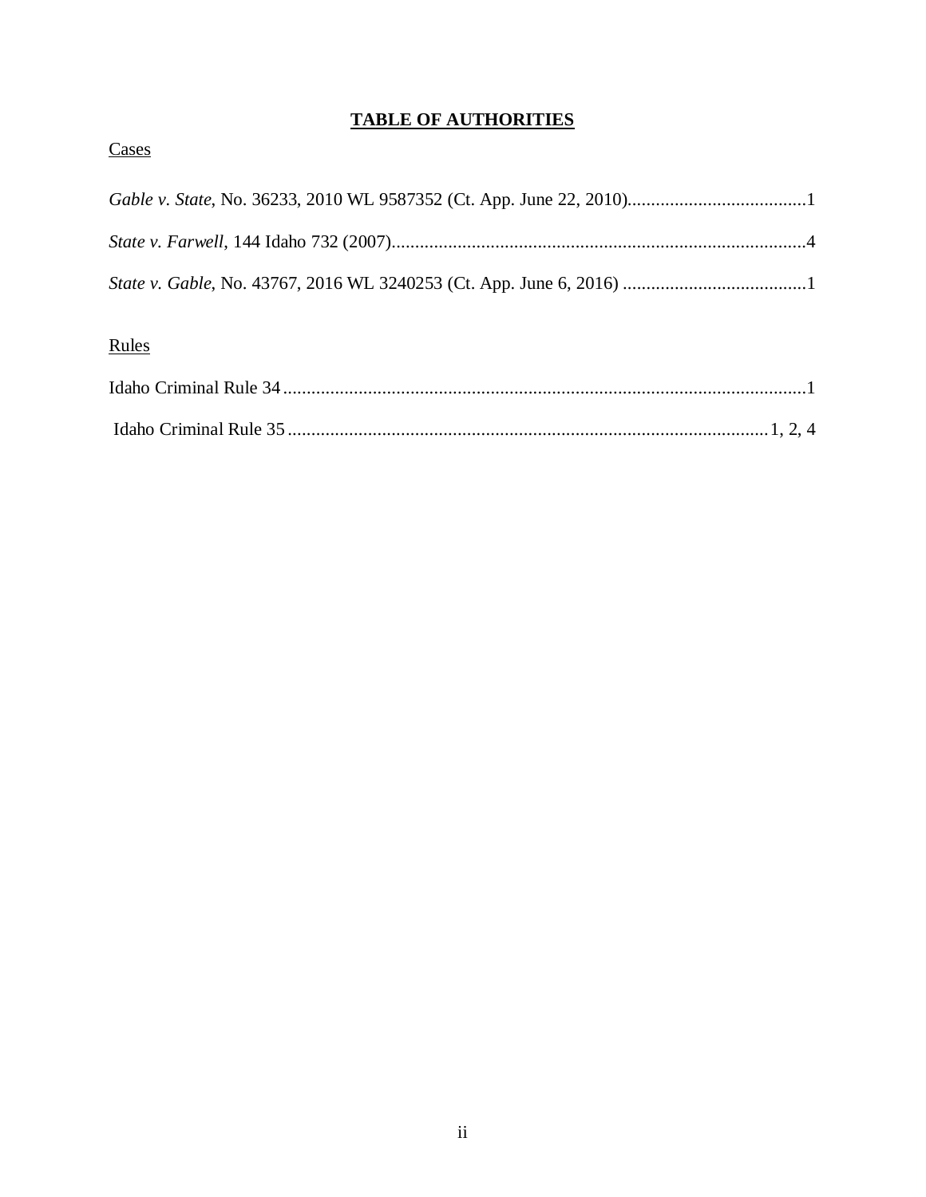# TABLE OF AUTHORITIES

Cases

*Gable v. State*, No. 36233, 2010 WL 9587352 (Ct. App. June 22, 2010).......................................1

*State v. Farwell*, 144 Idaho 732 (2007).........................................................................................4

*State v. Gable*, No. 43767, 2016 WL 3240253 (Ct. App. June 6, 2016) ........................................1

Rules

Idaho Criminal Rule 34 ................................................................................................................1

Idaho Criminal Rule 35 ........................................................................................................1, 2, 4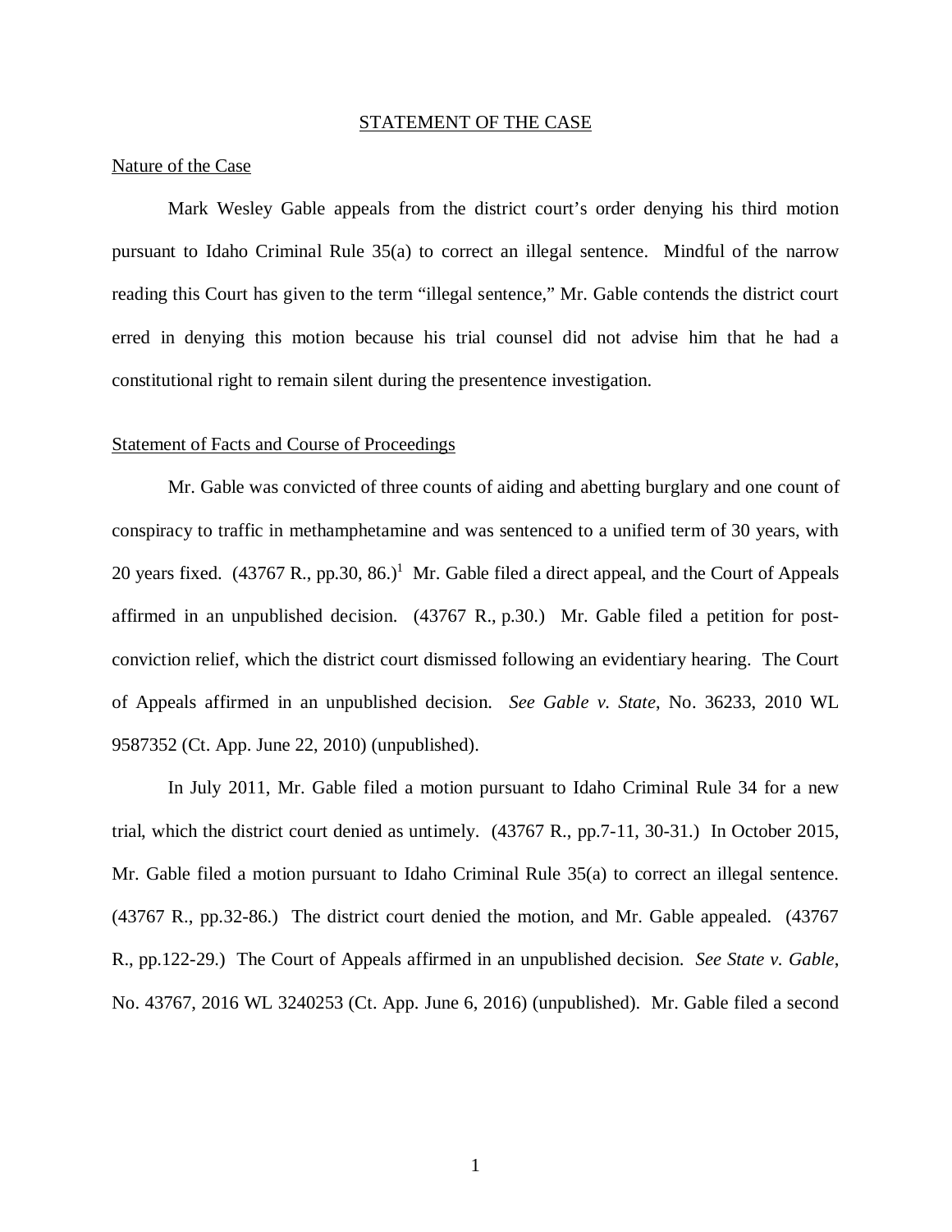## STATEMENT OF THE CASE

### Nature of the Case

Mark Wesley Gable appeals from the district court's order denying his third motion pursuant to Idaho Criminal Rule 35(a) to correct an illegal sentence. Mindful of the narrow reading this Court has given to the term "illegal sentence," Mr. Gable contends the district court erred in denying this motion because his trial counsel did not advise him that he had a constitutional right to remain silent during the presentence investigation.

### Statement of Facts and Course of Proceedings

Mr. Gable was convicted of three counts of aiding and abetting burglary and one count of conspiracy to traffic in methamphetamine and was sentenced to a unified term of 30 years, with 20 years fixed. (43767 R., pp.30, 86.)[1] Mr. Gable filed a direct appeal, and the Court of Appeals affirmed in an unpublished decision. (43767 R., p.30.) Mr. Gable filed a petition for post-conviction relief, which the district court dismissed following an evidentiary hearing. The Court of Appeals affirmed in an unpublished decision. *See Gable v. State*, No. 36233, 2010 WL 9587352 (Ct. App. June 22, 2010) (unpublished).

In July 2011, Mr. Gable filed a motion pursuant to Idaho Criminal Rule 34 for a new trial, which the district court denied as untimely. (43767 R., pp.7-11, 30-31.) In October 2015, Mr. Gable filed a motion pursuant to Idaho Criminal Rule 35(a) to correct an illegal sentence. (43767 R., pp.32-86.) The district court denied the motion, and Mr. Gable appealed. (43767 R., pp.122-29.) The Court of Appeals affirmed in an unpublished decision. *See State v. Gable*, No. 43767, 2016 WL 3240253 (Ct. App. June 6, 2016) (unpublished). Mr. Gable filed a second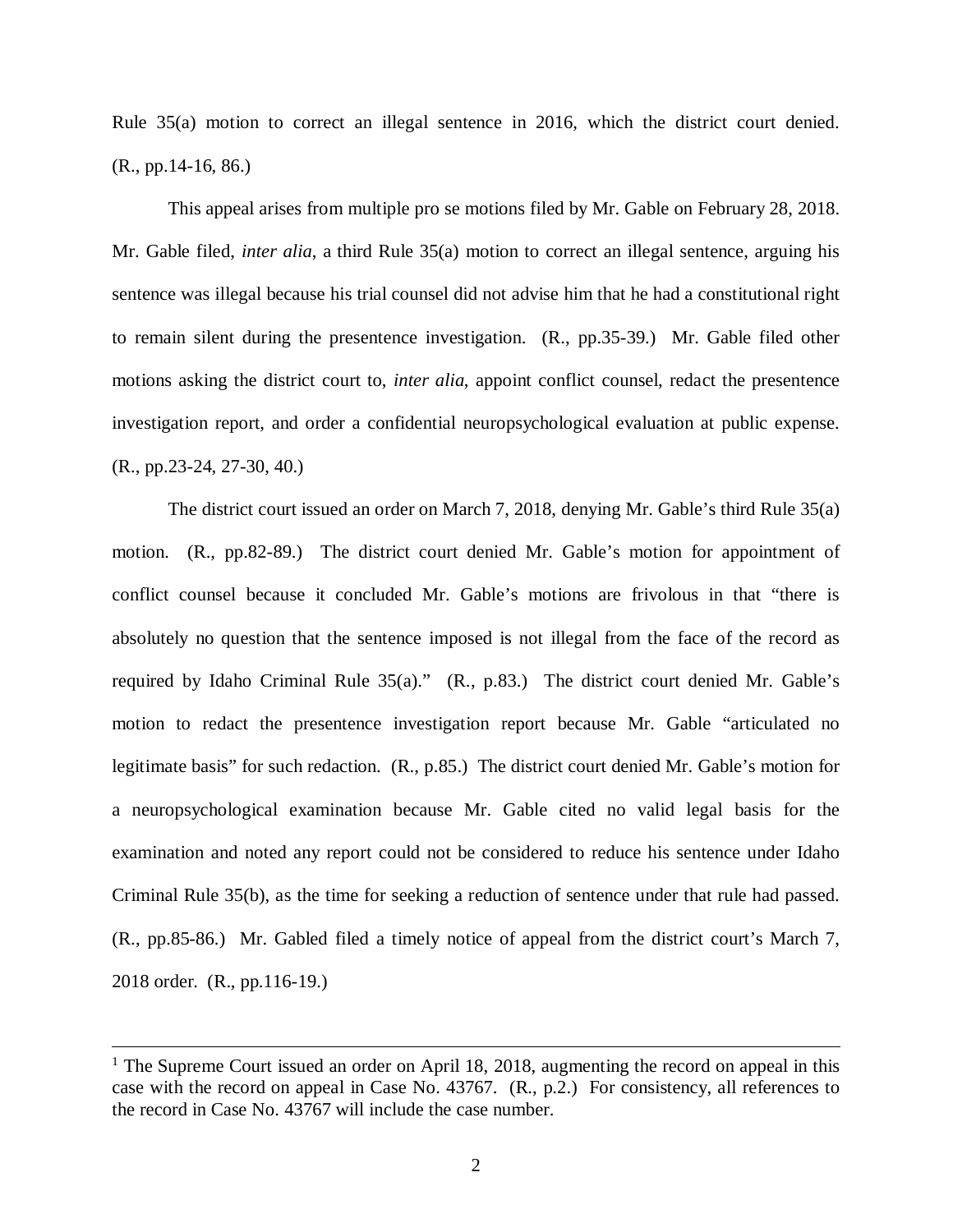Rule 35(a) motion to correct an illegal sentence in 2016, which the district court denied. (R., pp.14-16, 86.)

This appeal arises from multiple pro se motions filed by Mr. Gable on February 28, 2018. Mr. Gable filed, *inter alia*, a third Rule 35(a) motion to correct an illegal sentence, arguing his sentence was illegal because his trial counsel did not advise him that he had a constitutional right to remain silent during the presentence investigation. (R., pp.35-39.) Mr. Gable filed other motions asking the district court to, *inter alia*, appoint conflict counsel, redact the presentence investigation report, and order a confidential neuropsychological evaluation at public expense. (R., pp.23-24, 27-30, 40.)

The district court issued an order on March 7, 2018, denying Mr. Gable's third Rule 35(a) motion. (R., pp.82-89.) The district court denied Mr. Gable's motion for appointment of conflict counsel because it concluded Mr. Gable's motions are frivolous in that "there is absolutely no question that the sentence imposed is not illegal from the face of the record as required by Idaho Criminal Rule 35(a)." (R., p.83.) The district court denied Mr. Gable's motion to redact the presentence investigation report because Mr. Gable "articulated no legitimate basis" for such redaction. (R., p.85.) The district court denied Mr. Gable's motion for a neuropsychological examination because Mr. Gable cited no valid legal basis for the examination and noted any report could not be considered to reduce his sentence under Idaho Criminal Rule 35(b), as the time for seeking a reduction of sentence under that rule had passed. (R., pp.85-86.) Mr. Gabled filed a timely notice of appeal from the district court's March 7, 2018 order. (R., pp.116-19.)

---

[1] The Supreme Court issued an order on April 18, 2018, augmenting the record on appeal in this case with the record on appeal in Case No. 43767. (R., p.2.) For consistency, all references to the record in Case No. 43767 will include the case number.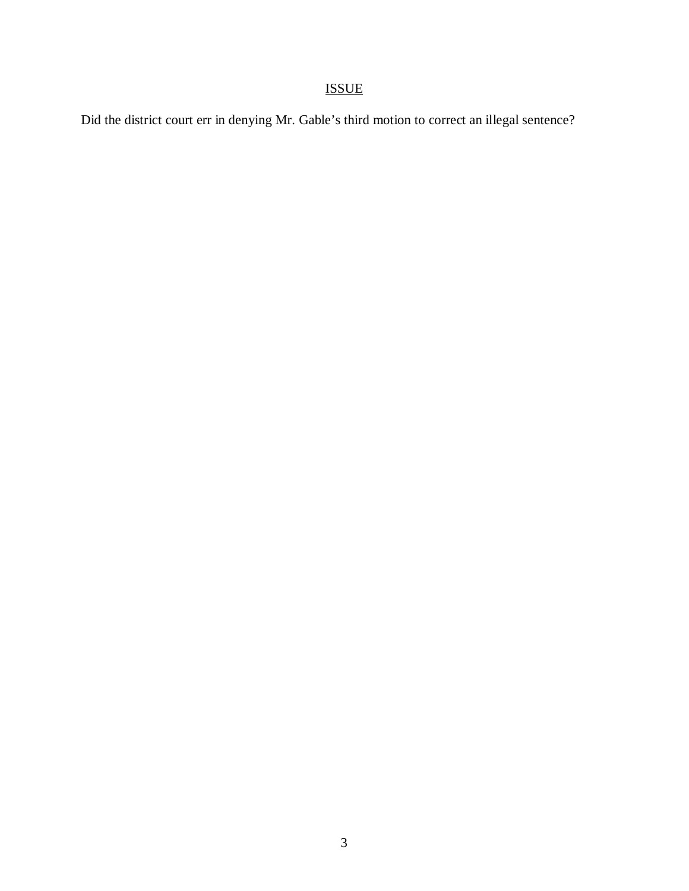## ISSUE

Did the district court err in denying Mr. Gable's third motion to correct an illegal sentence?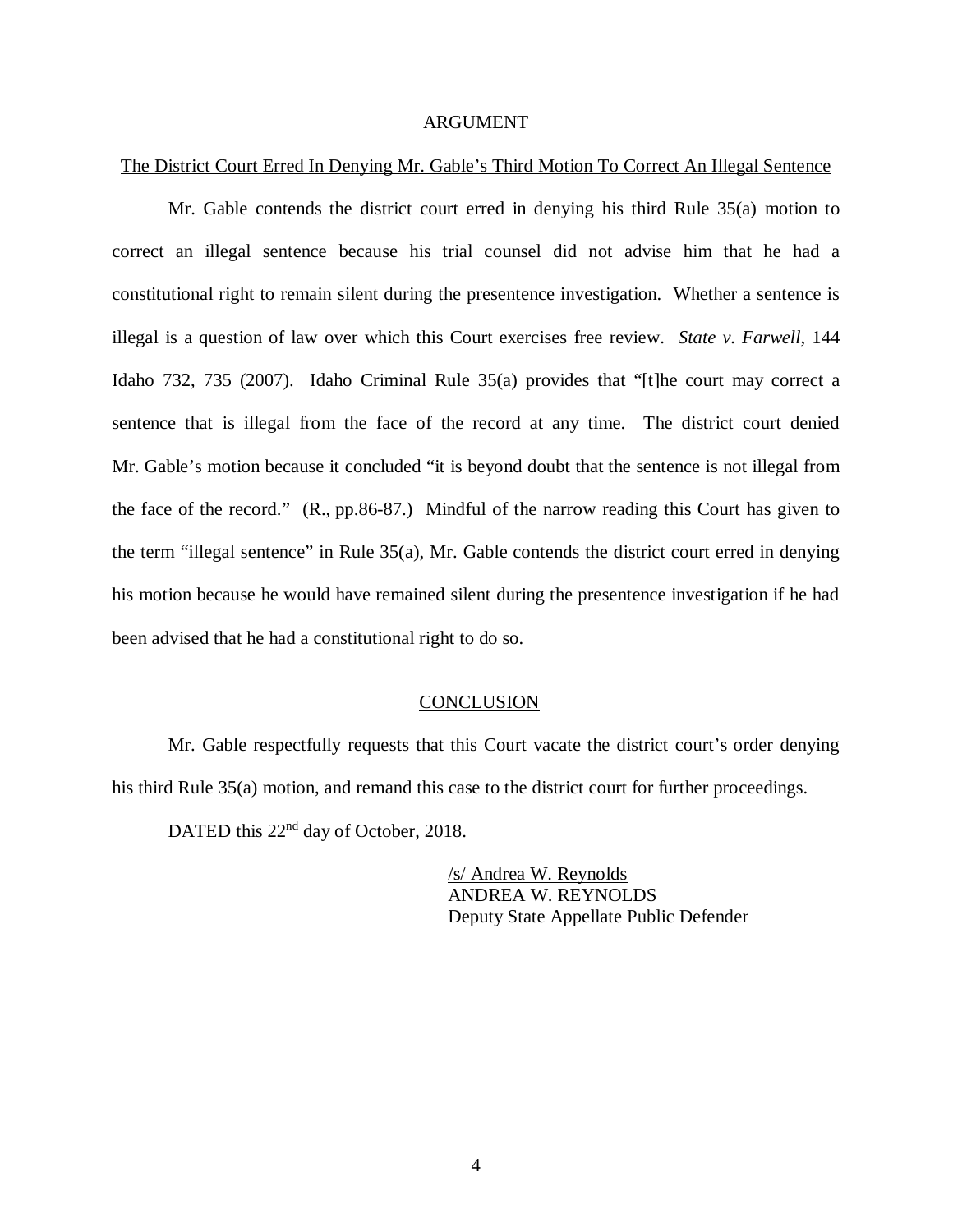## ARGUMENT

The District Court Erred In Denying Mr. Gable's Third Motion To Correct An Illegal Sentence

Mr. Gable contends the district court erred in denying his third Rule 35(a) motion to correct an illegal sentence because his trial counsel did not advise him that he had a constitutional right to remain silent during the presentence investigation. Whether a sentence is illegal is a question of law over which this Court exercises free review. *State v. Farwell*, 144 Idaho 732, 735 (2007). Idaho Criminal Rule 35(a) provides that "[t]he court may correct a sentence that is illegal from the face of the record at any time. The district court denied Mr. Gable's motion because it concluded "it is beyond doubt that the sentence is not illegal from the face of the record." (R., pp.86-87.) Mindful of the narrow reading this Court has given to the term "illegal sentence" in Rule 35(a), Mr. Gable contends the district court erred in denying his motion because he would have remained silent during the presentence investigation if he had been advised that he had a constitutional right to do so.

## CONCLUSION

Mr. Gable respectfully requests that this Court vacate the district court's order denying his third Rule 35(a) motion, and remand this case to the district court for further proceedings.

DATED this 22nd day of October, 2018.

/s/ Andrea W. Reynolds
ANDREA W. REYNOLDS
Deputy State Appellate Public Defender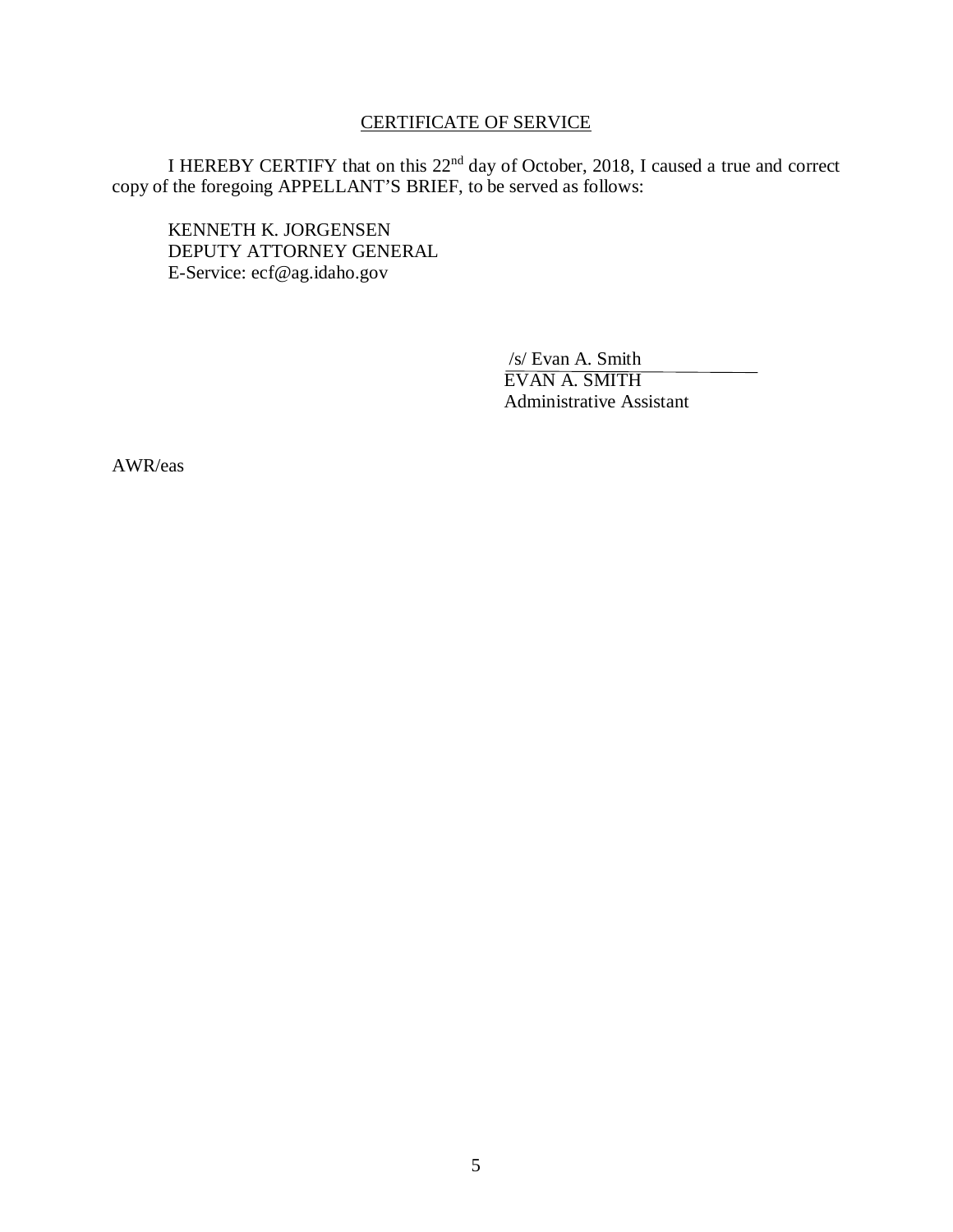CERTIFICATE OF SERVICE

I HEREBY CERTIFY that on this 22nd day of October, 2018, I caused a true and correct copy of the foregoing APPELLANT'S BRIEF, to be served as follows:

KENNETH K. JORGENSEN
DEPUTY ATTORNEY GENERAL
E-Service: ecf@ag.idaho.gov

/s/ Evan A. Smith
EVAN A. SMITH
Administrative Assistant

AWR/eas